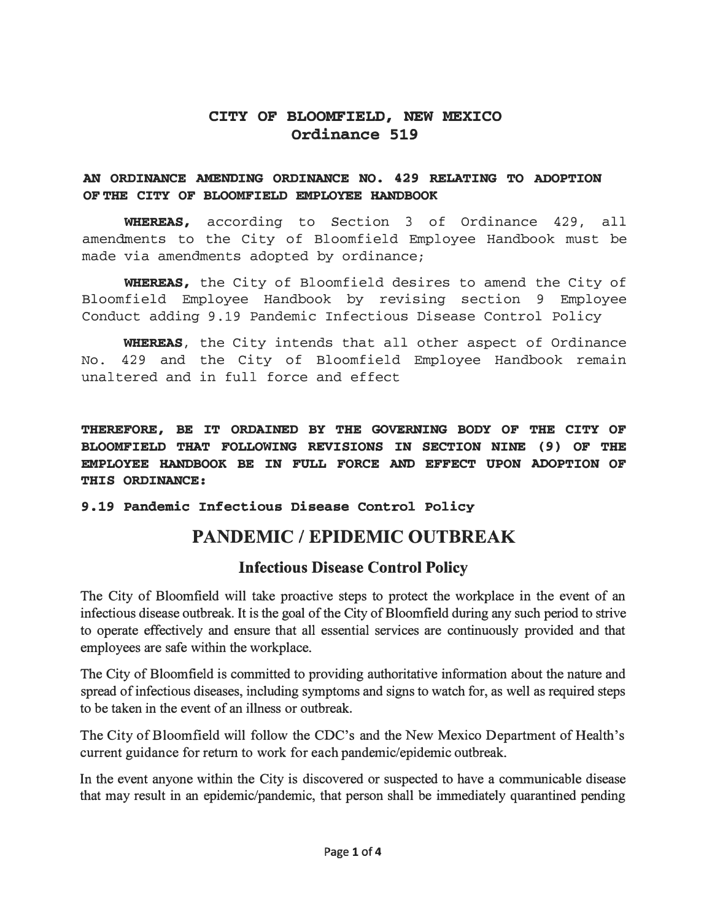# CITY OF BLOOMFIELD, NEW MEXICO
## Ordinance 519

**AN ORDINANCE AMENDING ORDINANCE NO. 429 RELATING TO ADOPTION OF THE CITY OF BLOOMFIELD EMPLOYEE HANDBOOK**

**WHEREAS,** according to Section 3 of Ordinance 429, all amendments to the City of Bloomfield Employee Handbook must be made via amendments adopted by ordinance;

**WHEREAS,** the City of Bloomfield desires to amend the City of Bloomfield Employee Handbook by revising section 9 Employee Conduct adding 9.19 Pandemic Infectious Disease Control Policy

**WHEREAS**, the City intends that all other aspect of Ordinance No. 429 and the City of Bloomfield Employee Handbook remain unaltered and in full force and effect

**THEREFORE, BE IT ORDAINED BY THE GOVERNING BODY OF THE CITY OF BLOOMFIELD THAT FOLLOWING REVISIONS IN SECTION NINE (9) OF THE EMPLOYEE HANDBOOK BE IN FULL FORCE AND EFFECT UPON ADOPTION OF THIS ORDINANCE:**

**9.19 Pandemic Infectious Disease Control Policy**

# PANDEMIC / EPIDEMIC OUTBREAK

## Infectious Disease Control Policy

The City of Bloomfield will take proactive steps to protect the workplace in the event of an infectious disease outbreak. It is the goal of the City of Bloomfield during any such period to strive to operate effectively and ensure that all essential services are continuously provided and that employees are safe within the workplace.

The City of Bloomfield is committed to providing authoritative information about the nature and spread of infectious diseases, including symptoms and signs to watch for, as well as required steps to be taken in the event of an illness or outbreak.

The City of Bloomfield will follow the CDC's and the New Mexico Department of Health's current guidance for return to work for each pandemic/epidemic outbreak.

In the event anyone within the City is discovered or suspected to have a communicable disease that may result in an epidemic/pandemic, that person shall be immediately quarantined pending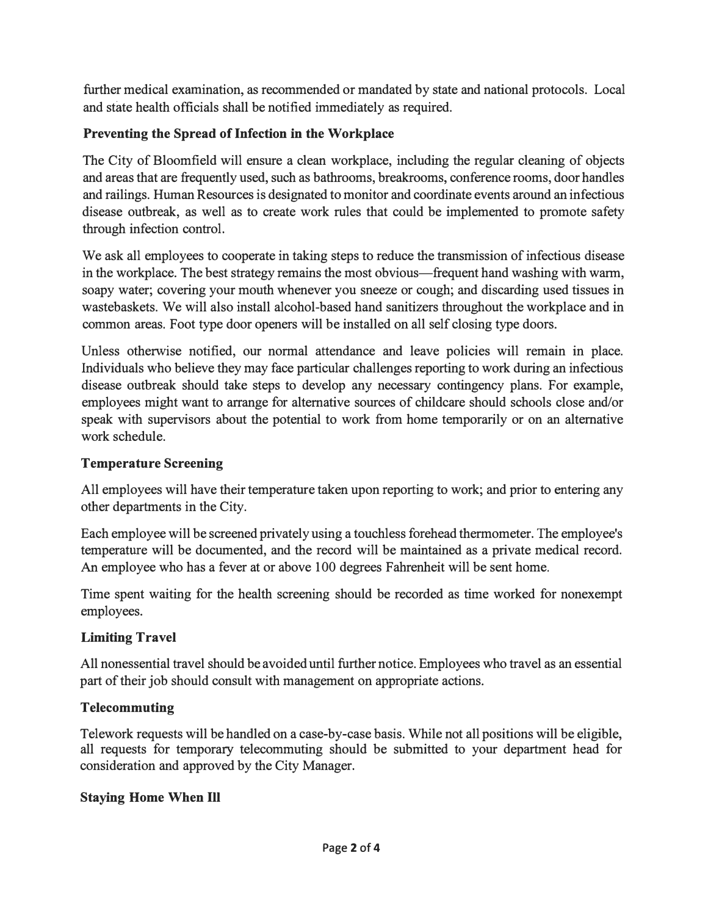further medical examination, as recommended or mandated by state and national protocols. Local and state health officials shall be notified immediately as required.

**Preventing the Spread of Infection in the Workplace**

The City of Bloomfield will ensure a clean workplace, including the regular cleaning of objects and areas that are frequently used, such as bathrooms, breakrooms, conference rooms, door handles and railings. Human Resources is designated to monitor and coordinate events around an infectious disease outbreak, as well as to create work rules that could be implemented to promote safety through infection control.

We ask all employees to cooperate in taking steps to reduce the transmission of infectious disease in the workplace. The best strategy remains the most obvious—frequent hand washing with warm, soapy water; covering your mouth whenever you sneeze or cough; and discarding used tissues in wastebaskets. We will also install alcohol-based hand sanitizers throughout the workplace and in common areas. Foot type door openers will be installed on all self closing type doors.

Unless otherwise notified, our normal attendance and leave policies will remain in place. Individuals who believe they may face particular challenges reporting to work during an infectious disease outbreak should take steps to develop any necessary contingency plans. For example, employees might want to arrange for alternative sources of childcare should schools close and/or speak with supervisors about the potential to work from home temporarily or on an alternative work schedule.

**Temperature Screening**

All employees will have their temperature taken upon reporting to work; and prior to entering any other departments in the City.

Each employee will be screened privately using a touchless forehead thermometer. The employee's temperature will be documented, and the record will be maintained as a private medical record. An employee who has a fever at or above 100 degrees Fahrenheit will be sent home.

Time spent waiting for the health screening should be recorded as time worked for nonexempt employees.

**Limiting Travel**

All nonessential travel should be avoided until further notice. Employees who travel as an essential part of their job should consult with management on appropriate actions.

**Telecommuting**

Telework requests will be handled on a case-by-case basis. While not all positions will be eligible, all requests for temporary telecommuting should be submitted to your department head for consideration and approved by the City Manager.

**Staying Home When Ill**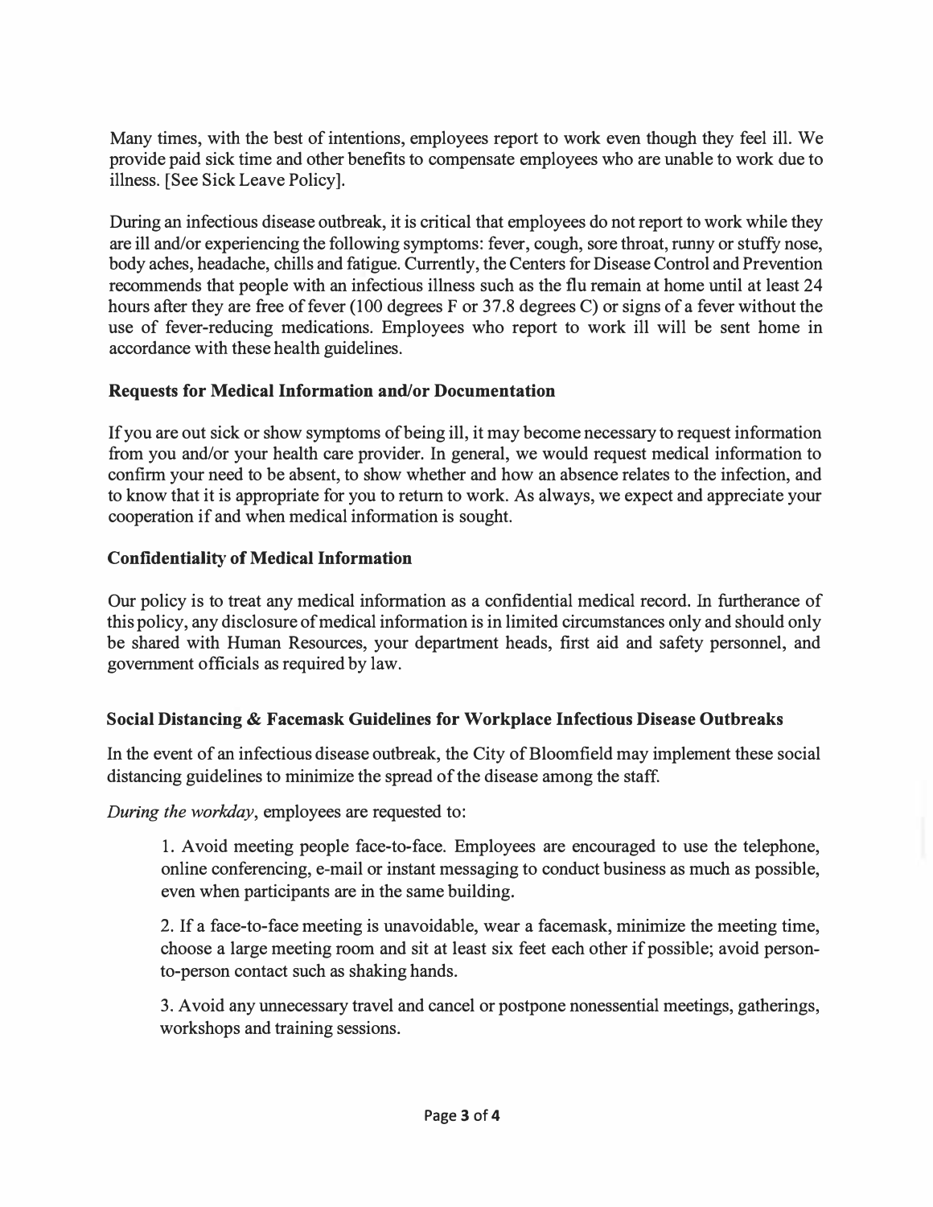Many times, with the best of intentions, employees report to work even though they feel ill. We provide paid sick time and other benefits to compensate employees who are unable to work due to illness. [See Sick Leave Policy].

During an infectious disease outbreak, it is critical that employees do not report to work while they are ill and/or experiencing the following symptoms: fever, cough, sore throat, runny or stuffy nose, body aches, headache, chills and fatigue. Currently, the Centers for Disease Control and Prevention recommends that people with an infectious illness such as the flu remain at home until at least 24 hours after they are free of fever (100 degrees F or 37.8 degrees C) or signs of a fever without the use of fever-reducing medications. Employees who report to work ill will be sent home in accordance with these health guidelines.

### Requests for Medical Information and/or Documentation

If you are out sick or show symptoms of being ill, it may become necessary to request information from you and/or your health care provider. In general, we would request medical information to confirm your need to be absent, to show whether and how an absence relates to the infection, and to know that it is appropriate for you to return to work. As always, we expect and appreciate your cooperation if and when medical information is sought.

### Confidentiality of Medical Information

Our policy is to treat any medical information as a confidential medical record. In furtherance of this policy, any disclosure of medical information is in limited circumstances only and should only be shared with Human Resources, your department heads, first aid and safety personnel, and government officials as required by law.

### Social Distancing & Facemask Guidelines for Workplace Infectious Disease Outbreaks

In the event of an infectious disease outbreak, the City of Bloomfield may implement these social distancing guidelines to minimize the spread of the disease among the staff.

*During the workday*, employees are requested to:

1. Avoid meeting people face-to-face. Employees are encouraged to use the telephone, online conferencing, e-mail or instant messaging to conduct business as much as possible, even when participants are in the same building.

2. If a face-to-face meeting is unavoidable, wear a facemask, minimize the meeting time, choose a large meeting room and sit at least six feet each other if possible; avoid person-to-person contact such as shaking hands.

3. Avoid any unnecessary travel and cancel or postpone nonessential meetings, gatherings, workshops and training sessions.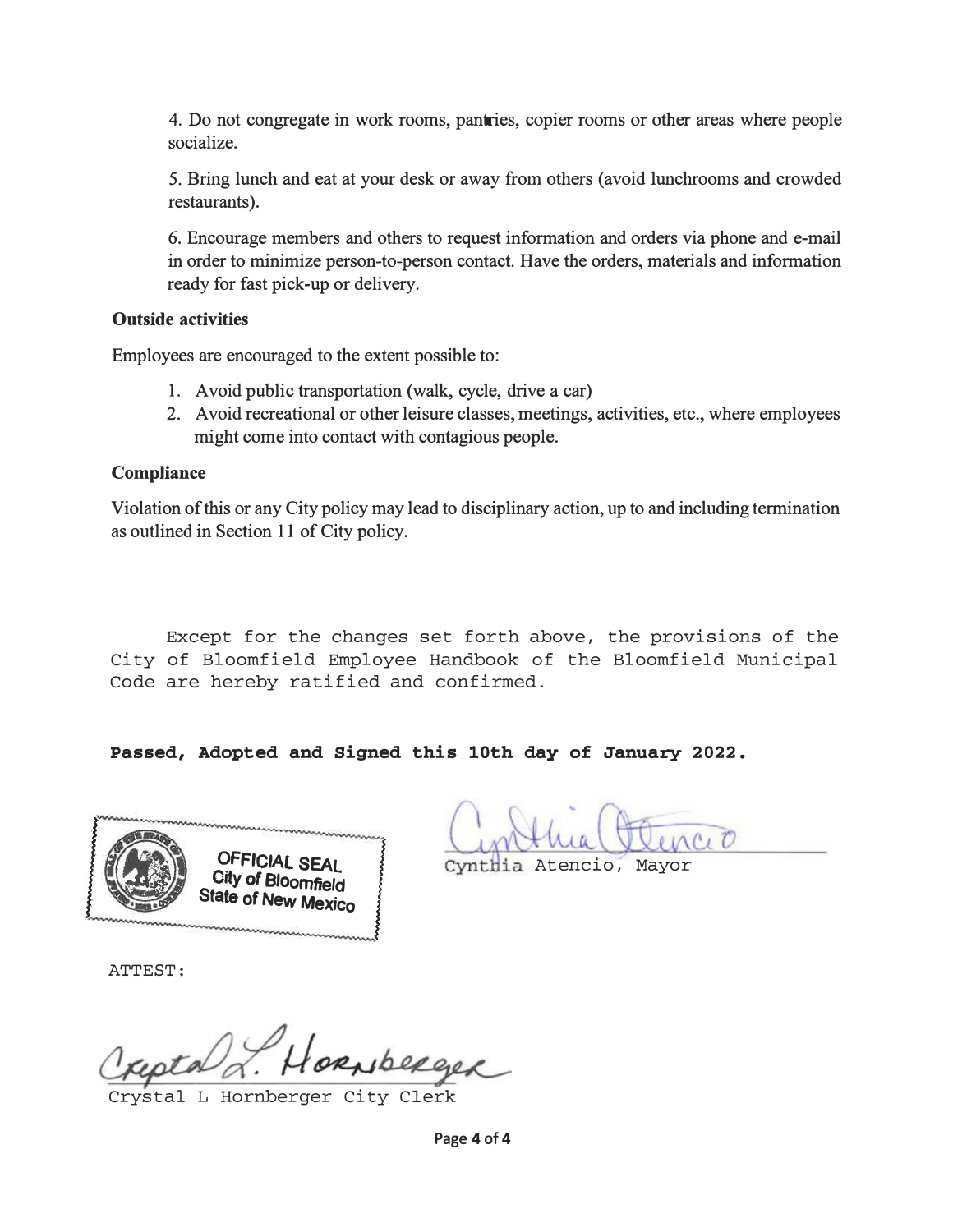4. Do not congregate in work rooms, pantries, copier rooms or other areas where people socialize.

5. Bring lunch and eat at your desk or away from others (avoid lunchrooms and crowded restaurants).

6. Encourage members and others to request information and orders via phone and e-mail in order to minimize person-to-person contact. Have the orders, materials and information ready for fast pick-up or delivery.

**Outside activities**

Employees are encouraged to the extent possible to:

1. Avoid public transportation (walk, cycle, drive a car)
2. Avoid recreational or other leisure classes, meetings, activities, etc., where employees might come into contact with contagious people.

**Compliance**

Violation of this or any City policy may lead to disciplinary action, up to and including termination as outlined in Section 11 of City policy.

Except for the changes set forth above, the provisions of the City of Bloomfield Employee Handbook of the Bloomfield Municipal Code are hereby ratified and confirmed.

**Passed, Adopted and Signed this 10th day of January 2022.**

OFFICIAL SEAL
City of Bloomfield
State of New Mexico

Cynthia Atencio, Mayor

ATTEST:

Crystal L Hornberger City Clerk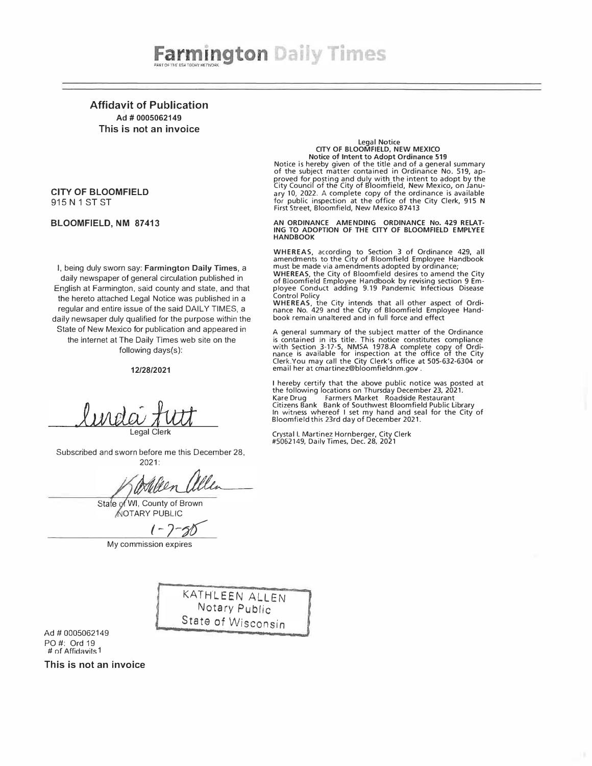# Farmington Daily Times

PART OF THE USA TODAY NETWORK

## Affidavit of Publication

**Ad # 0005062149**

**This is not an invoice**

**CITY OF BLOOMFIELD**
915 N 1 ST ST

**BLOOMFIELD, NM 87413**

I, being duly sworn say: **Farmington Daily Times**, a daily newspaper of general circulation published in English at Farmington, said county and state, and that the hereto attached Legal Notice was published in a regular and entire issue of the said DAILY TIMES, a daily newsaper duly qualified for the purpose within the State of New Mexico for publication and appeared in the internet at The Daily Times web site on the following days(s):

**12/28/2021**

Linda Tutt
Legal Clerk

Subscribed and sworn before me this December 28, 2021:

Kathleen Allen
State of WI, County of Brown
NOTARY PUBLIC

1-7-25
My commission expires

KATHLEEN ALLEN
Notary Public
State of Wisconsin

Ad # 0005062149
PO #: Ord 19
# of Affidavits 1

**This is not an invoice**

---

**Legal Notice**
**CITY OF BLOOMFIELD, NEW MEXICO**
**Notice of Intent to Adopt Ordinance 519**

Notice is hereby given of the title and of a general summary of the subject matter contained in Ordinance No. 519, approved for posting and duly with the intent to adopt by the City Council of the City of Bloomfield, New Mexico, on January 10, 2022. A complete copy of the ordinance is available for public inspection at the office of the City Clerk, 915 N First Street, Bloomfield, New Mexico 87413

**AN ORDINANCE AMENDING ORDINANCE No. 429 RELATING TO ADOPTION OF THE CITY OF BLOOMFIELD EMPLYEE HANDBOOK**

**WHEREAS**, according to Section 3 of Ordinance 429, all amendments to the City of Bloomfield Employee Handbook must be made via amendments adopted by ordinance;
**WHEREAS**, the City of Bloomfield desires to amend the City of Bloomfield Employee Handbook by revising section 9 Employee Conduct adding 9.19 Pandemic Infectious Disease Control Policy
**WHEREAS**, the City intends that all other aspect of Ordinance No. 429 and the City of Bloomfield Employee Handbook remain unaltered and in full force and effect

A general summary of the subject matter of the Ordinance is contained in its title. This notice constitutes compliance with Section 3-17-5, NMSA 1978.A complete copy of Ordinance is available for inspection at the office of the City Clerk.You may call the City Clerk's office at 505-632-6304 or email her at cmartinez@bloomfieldnm.gov .

I hereby certify that the above public notice was posted at the following locations on Thursday December 23, 2021.
Kare Drug Farmers Market Roadside Restaurant
Citizens Bank Bank of Southwest Bloomfield Public Library
In witness whereof I set my hand and seal for the City of Bloomfield this 23rd day of December 2021.

Crystal L Martinez Hornberger, City Clerk
#5062149, Daily Times, Dec. 28, 2021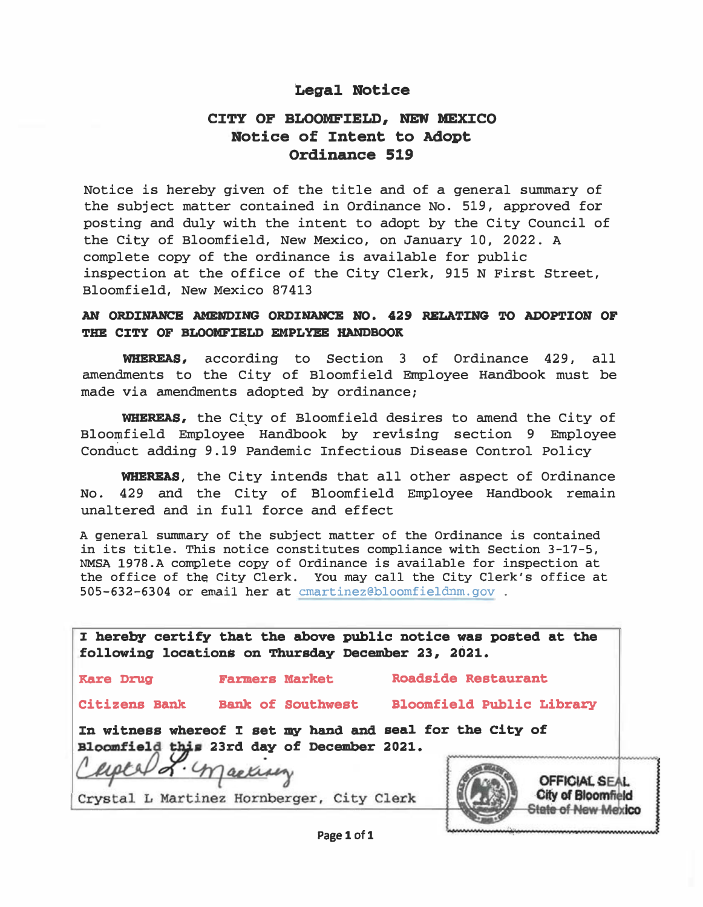# Legal Notice

## CITY OF BLOOMFIELD, NEW MEXICO
## Notice of Intent to Adopt
## Ordinance 519

Notice is hereby given of the title and of a general summary of the subject matter contained in Ordinance No. 519, approved for posting and duly with the intent to adopt by the City Council of the City of Bloomfield, New Mexico, on January 10, 2022. A complete copy of the ordinance is available for public inspection at the office of the City Clerk, 915 N First Street, Bloomfield, New Mexico 87413

**AN ORDINANCE AMENDING ORDINANCE NO. 429 RELATING TO ADOPTION OF THE CITY OF BLOOMFIELD EMPLYEE HANDBOOK**

**WHEREAS,** according to Section 3 of Ordinance 429, all amendments to the City of Bloomfield Employee Handbook must be made via amendments adopted by ordinance;

**WHEREAS,** the City of Bloomfield desires to amend the City of Bloomfield Employee Handbook by revising section 9 Employee Conduct adding 9.19 Pandemic Infectious Disease Control Policy

**WHEREAS**, the City intends that all other aspect of Ordinance No. 429 and the City of Bloomfield Employee Handbook remain unaltered and in full force and effect

A general summary of the subject matter of the Ordinance is contained in its title. This notice constitutes compliance with Section 3-17-5, NMSA 1978.A complete copy of Ordinance is available for inspection at the office of the City Clerk. You may call the City Clerk's office at 505-632-6304 or email her at cmartinez@bloomfieldnm.gov .

**I hereby certify that the above public notice was posted at the following locations on Thursday December 23, 2021.**

| Kare Drug | Farmers Market | Roadside Restaurant |
|---|---|---|
| Citizens Bank | Bank of Southwest | Bloomfield Public Library |

**In witness whereof I set my hand and seal for the City of Bloomfield this 23rd day of December 2021.**

Crystal L Martinez Hornberger, City Clerk

OFFICIAL SEAL
City of Bloomfield
State of New Mexico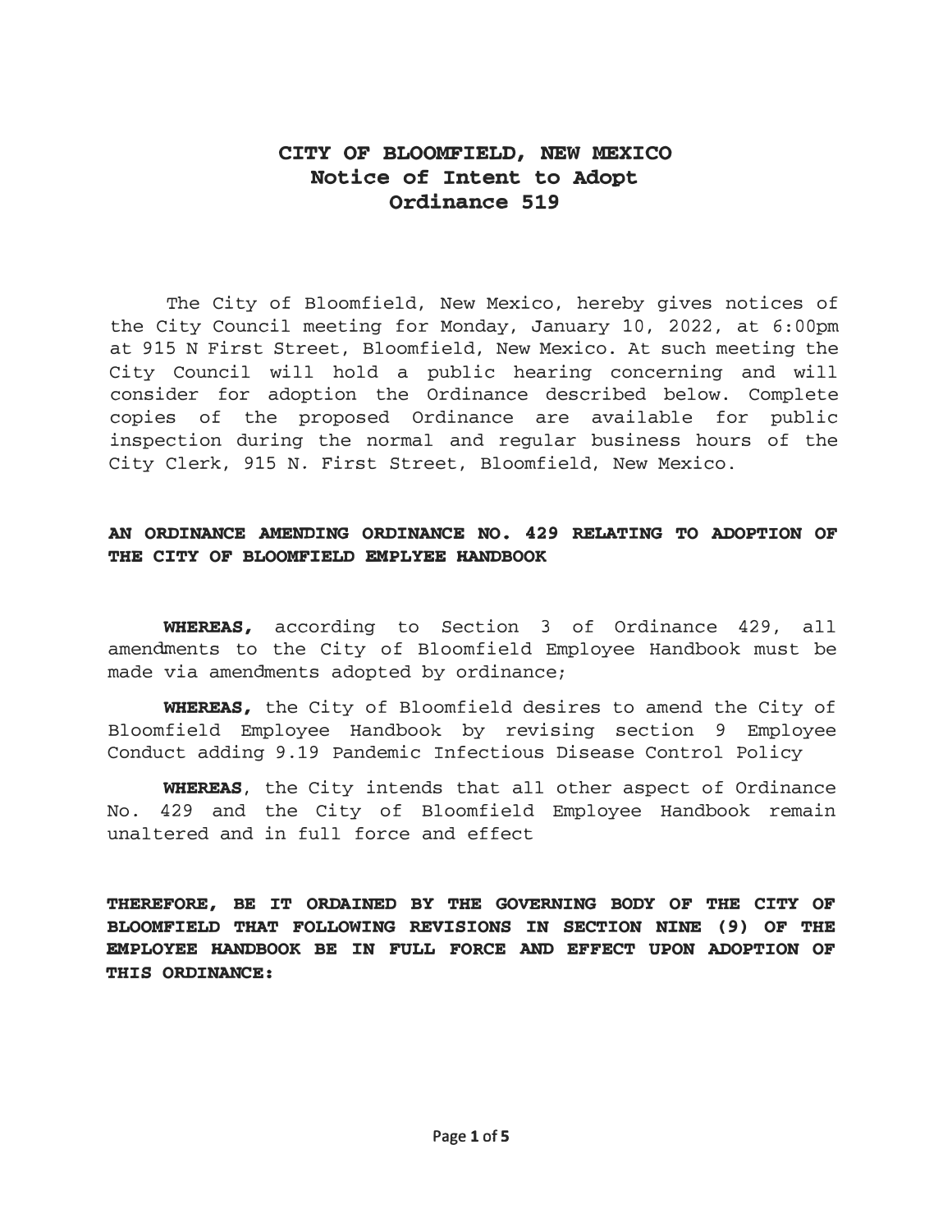**CITY OF BLOOMFIELD, NEW MEXICO**
**Notice of Intent to Adopt**
**Ordinance 519**

The City of Bloomfield, New Mexico, hereby gives notices of the City Council meeting for Monday, January 10, 2022, at 6:00pm at 915 N First Street, Bloomfield, New Mexico. At such meeting the City Council will hold a public hearing concerning and will consider for adoption the Ordinance described below. Complete copies of the proposed Ordinance are available for public inspection during the normal and regular business hours of the City Clerk, 915 N. First Street, Bloomfield, New Mexico.

**AN ORDINANCE AMENDING ORDINANCE NO. 429 RELATING TO ADOPTION OF THE CITY OF BLOOMFIELD EMPLYEE HANDBOOK**

**WHEREAS,** according to Section 3 of Ordinance 429, all amendments to the City of Bloomfield Employee Handbook must be made via amendments adopted by ordinance;

**WHEREAS,** the City of Bloomfield desires to amend the City of Bloomfield Employee Handbook by revising section 9 Employee Conduct adding 9.19 Pandemic Infectious Disease Control Policy

**WHEREAS**, the City intends that all other aspect of Ordinance No. 429 and the City of Bloomfield Employee Handbook remain unaltered and in full force and effect

**THEREFORE, BE IT ORDAINED BY THE GOVERNING BODY OF THE CITY OF BLOOMFIELD THAT FOLLOWING REVISIONS IN SECTION NINE (9) OF THE EMPLOYEE HANDBOOK BE IN FULL FORCE AND EFFECT UPON ADOPTION OF THIS ORDINANCE:**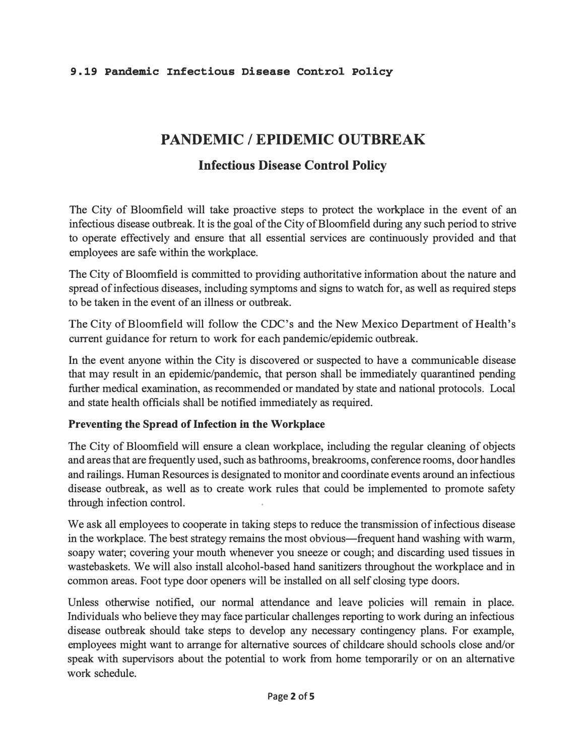**9.19 Pandemic Infectious Disease Control Policy**

# PANDEMIC / EPIDEMIC OUTBREAK

## Infectious Disease Control Policy

The City of Bloomfield will take proactive steps to protect the workplace in the event of an infectious disease outbreak. It is the goal of the City of Bloomfield during any such period to strive to operate effectively and ensure that all essential services are continuously provided and that employees are safe within the workplace.

The City of Bloomfield is committed to providing authoritative information about the nature and spread of infectious diseases, including symptoms and signs to watch for, as well as required steps to be taken in the event of an illness or outbreak.

The City of Bloomfield will follow the CDC's and the New Mexico Department of Health's current guidance for return to work for each pandemic/epidemic outbreak.

In the event anyone within the City is discovered or suspected to have a communicable disease that may result in an epidemic/pandemic, that person shall be immediately quarantined pending further medical examination, as recommended or mandated by state and national protocols. Local and state health officials shall be notified immediately as required.

**Preventing the Spread of Infection in the Workplace**

The City of Bloomfield will ensure a clean workplace, including the regular cleaning of objects and areas that are frequently used, such as bathrooms, breakrooms, conference rooms, door handles and railings. Human Resources is designated to monitor and coordinate events around an infectious disease outbreak, as well as to create work rules that could be implemented to promote safety through infection control.

We ask all employees to cooperate in taking steps to reduce the transmission of infectious disease in the workplace. The best strategy remains the most obvious—frequent hand washing with warm, soapy water; covering your mouth whenever you sneeze or cough; and discarding used tissues in wastebaskets. We will also install alcohol-based hand sanitizers throughout the workplace and in common areas. Foot type door openers will be installed on all self closing type doors.

Unless otherwise notified, our normal attendance and leave policies will remain in place. Individuals who believe they may face particular challenges reporting to work during an infectious disease outbreak should take steps to develop any necessary contingency plans. For example, employees might want to arrange for alternative sources of childcare should schools close and/or speak with supervisors about the potential to work from home temporarily or on an alternative work schedule.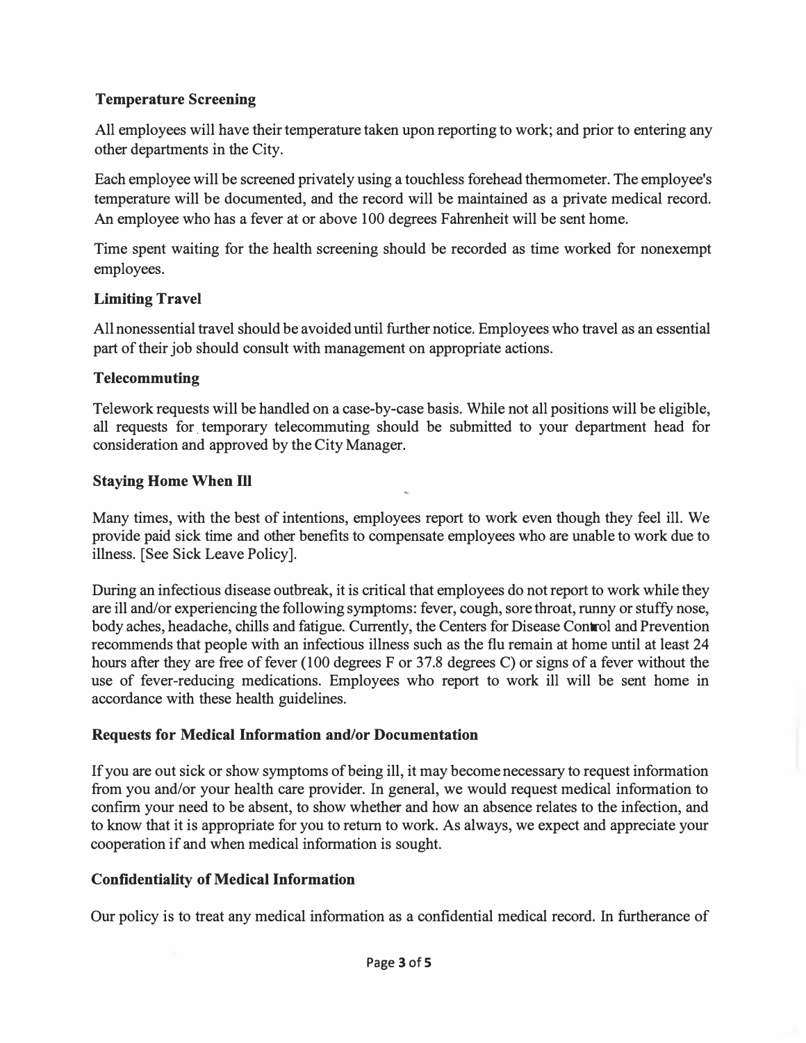### Temperature Screening

All employees will have their temperature taken upon reporting to work; and prior to entering any other departments in the City.

Each employee will be screened privately using a touchless forehead thermometer. The employee's temperature will be documented, and the record will be maintained as a private medical record. An employee who has a fever at or above 100 degrees Fahrenheit will be sent home.

Time spent waiting for the health screening should be recorded as time worked for nonexempt employees.

### Limiting Travel

All nonessential travel should be avoided until further notice. Employees who travel as an essential part of their job should consult with management on appropriate actions.

### Telecommuting

Telework requests will be handled on a case-by-case basis. While not all positions will be eligible, all requests for temporary telecommuting should be submitted to your department head for consideration and approved by the City Manager.

### Staying Home When Ill

Many times, with the best of intentions, employees report to work even though they feel ill. We provide paid sick time and other benefits to compensate employees who are unable to work due to illness. [See Sick Leave Policy].

During an infectious disease outbreak, it is critical that employees do not report to work while they are ill and/or experiencing the following symptoms: fever, cough, sore throat, runny or stuffy nose, body aches, headache, chills and fatigue. Currently, the Centers for Disease Control and Prevention recommends that people with an infectious illness such as the flu remain at home until at least 24 hours after they are free of fever (100 degrees F or 37.8 degrees C) or signs of a fever without the use of fever-reducing medications. Employees who report to work ill will be sent home in accordance with these health guidelines.

### Requests for Medical Information and/or Documentation

If you are out sick or show symptoms of being ill, it may become necessary to request information from you and/or your health care provider. In general, we would request medical information to confirm your need to be absent, to show whether and how an absence relates to the infection, and to know that it is appropriate for you to return to work. As always, we expect and appreciate your cooperation if and when medical information is sought.

### Confidentiality of Medical Information

Our policy is to treat any medical information as a confidential medical record. In furtherance of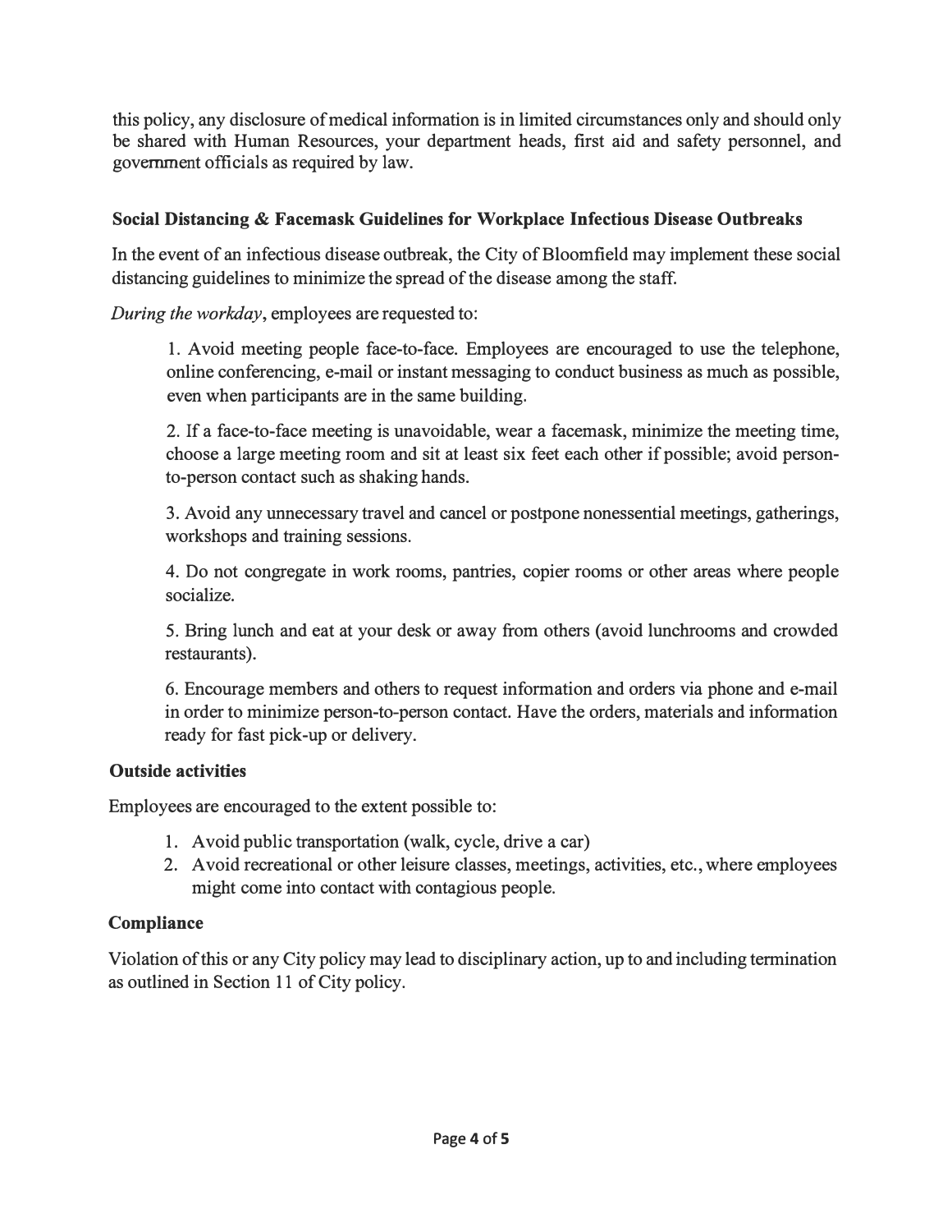this policy, any disclosure of medical information is in limited circumstances only and should only be shared with Human Resources, your department heads, first aid and safety personnel, and government officials as required by law.

**Social Distancing & Facemask Guidelines for Workplace Infectious Disease Outbreaks**

In the event of an infectious disease outbreak, the City of Bloomfield may implement these social distancing guidelines to minimize the spread of the disease among the staff.

*During the workday*, employees are requested to:

1. Avoid meeting people face-to-face. Employees are encouraged to use the telephone, online conferencing, e-mail or instant messaging to conduct business as much as possible, even when participants are in the same building.

2. If a face-to-face meeting is unavoidable, wear a facemask, minimize the meeting time, choose a large meeting room and sit at least six feet each other if possible; avoid person-to-person contact such as shaking hands.

3. Avoid any unnecessary travel and cancel or postpone nonessential meetings, gatherings, workshops and training sessions.

4. Do not congregate in work rooms, pantries, copier rooms or other areas where people socialize.

5. Bring lunch and eat at your desk or away from others (avoid lunchrooms and crowded restaurants).

6. Encourage members and others to request information and orders via phone and e-mail in order to minimize person-to-person contact. Have the orders, materials and information ready for fast pick-up or delivery.

**Outside activities**

Employees are encouraged to the extent possible to:

1. Avoid public transportation (walk, cycle, drive a car)
2. Avoid recreational or other leisure classes, meetings, activities, etc., where employees might come into contact with contagious people.

**Compliance**

Violation of this or any City policy may lead to disciplinary action, up to and including termination as outlined in Section 11 of City policy.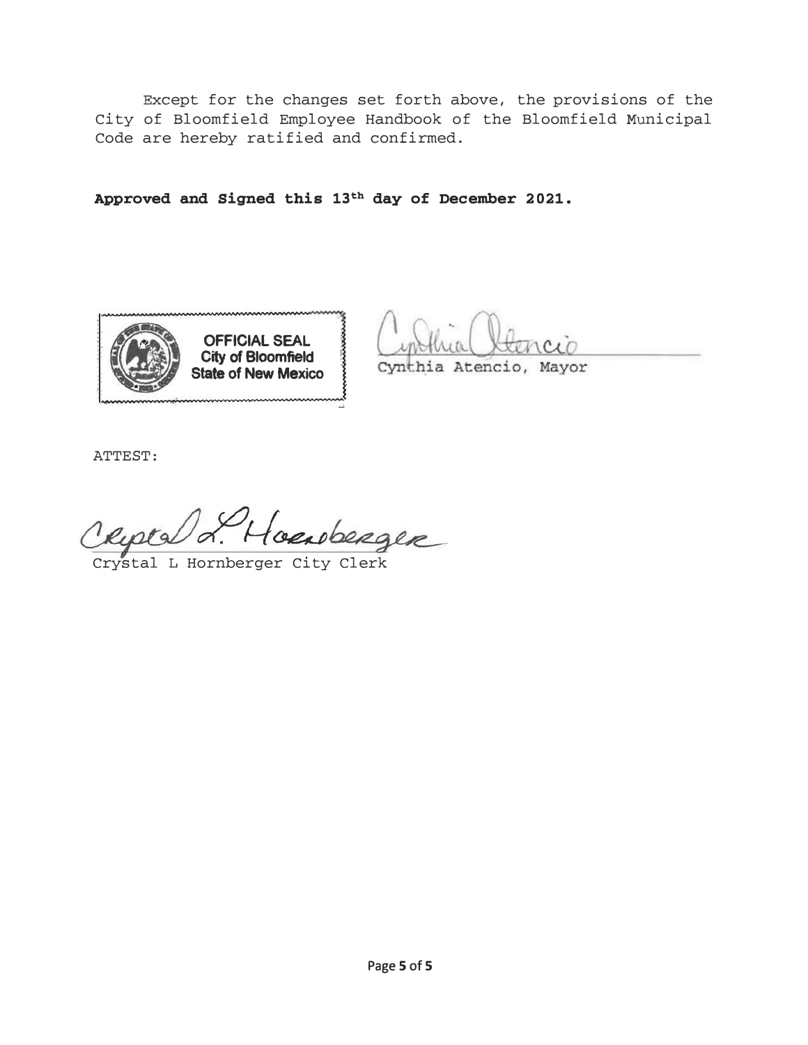Except for the changes set forth above, the provisions of the City of Bloomfield Employee Handbook of the Bloomfield Municipal Code are hereby ratified and confirmed.

**Approved and Signed this 13th day of December 2021.**

OFFICIAL SEAL
City of Bloomfield
State of New Mexico

Cynthia Atencio, Mayor

ATTEST:

Crystal L Hornberger City Clerk